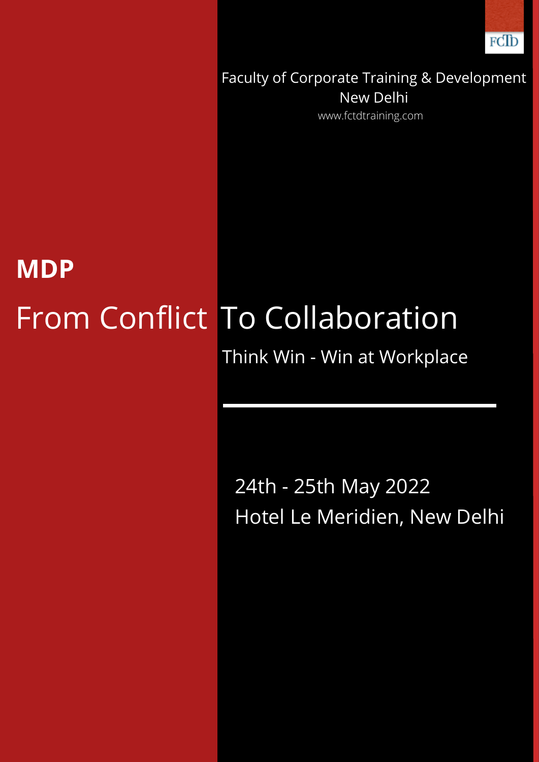FCTD

Faculty of Corporate Training & Development
New Delhi
www.fctdtraining.com

**MDP**

# From Conflict To Collaboration

## Think Win - Win at Workplace

24th - 25th May 2022
Hotel Le Meridien, New Delhi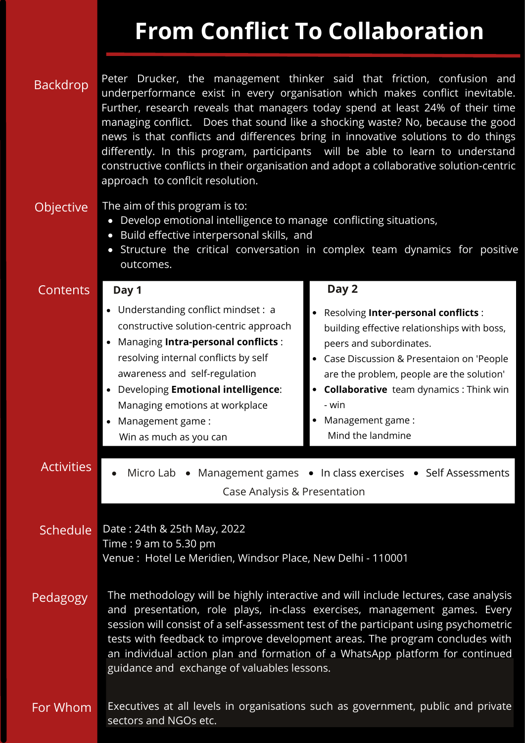# From Conflict To Collaboration

## Backdrop

Peter Drucker, the management thinker said that friction, confusion and underperformance exist in every organisation which makes conflict inevitable. Further, research reveals that managers today spend at least 24% of their time managing conflict. Does that sound like a shocking waste? No, because the good news is that conflicts and differences bring in innovative solutions to do things differently. In this program, participants will be able to learn to understand constructive conflicts in their organisation and adopt a collaborative solution-centric approach to conflcit resolution.

## Objective

The aim of this program is to:

- Develop emotional intelligence to manage conflicting situations,
- Build effective interpersonal skills, and
- Structure the critical conversation in complex team dynamics for positive outcomes.

## Contents

### Day 1

- Understanding conflict mindset : a constructive solution-centric approach
- Managing **Intra-personal conflicts** : resolving internal conflicts by self awareness and self-regulation
- Developing **Emotional intelligence**: Managing emotions at workplace
- Management game : Win as much as you can

### Day 2

- Resolving **Inter-personal conflicts** : building effective relationships with boss, peers and subordinates.
- Case Discussion & Presentaion on 'People are the problem, people are the solution'
- **Collaborative** team dynamics : Think win - win
- Management game : Mind the landmine

## Activities

- Micro Lab
- Management games
- In class exercises
- Self Assessments
- Case Analysis & Presentation

## Schedule

Date : 24th & 25th May, 2022
Time : 9 am to 5.30 pm
Venue : Hotel Le Meridien, Windsor Place, New Delhi - 110001

## Pedagogy

The methodology will be highly interactive and will include lectures, case analysis and presentation, role plays, in-class exercises, management games. Every session will consist of a self-assessment test of the participant using psychometric tests with feedback to improve development areas. The program concludes with an individual action plan and formation of a WhatsApp platform for continued guidance and exchange of valuables lessons.

## For Whom

Executives at all levels in organisations such as government, public and private sectors and NGOs etc.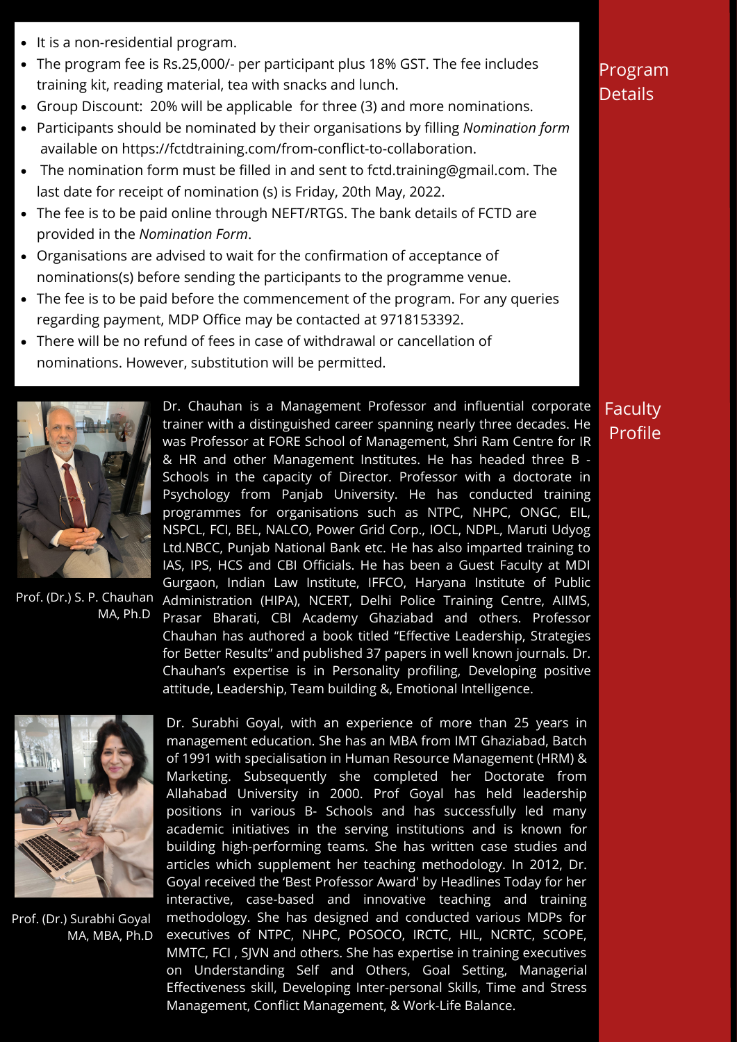## Program Details

- It is a non-residential program.
- The program fee is Rs.25,000/- per participant plus 18% GST. The fee includes training kit, reading material, tea with snacks and lunch.
- Group Discount: 20% will be applicable for three (3) and more nominations.
- Participants should be nominated by their organisations by filling *Nomination form* available on https://fctdtraining.com/from-conflict-to-collaboration.
- The nomination form must be filled in and sent to fctd.training@gmail.com. The last date for receipt of nomination (s) is Friday, 20th May, 2022.
- The fee is to be paid online through NEFT/RTGS. The bank details of FCTD are provided in the *Nomination Form*.
- Organisations are advised to wait for the confirmation of acceptance of nominations(s) before sending the participants to the programme venue.
- The fee is to be paid before the commencement of the program. For any queries regarding payment, MDP Office may be contacted at 9718153392.
- There will be no refund of fees in case of withdrawal or cancellation of nominations. However, substitution will be permitted.

## Faculty Profile

**Prof. (Dr.) S. P. Chauhan**
MA, Ph.D

Dr. Chauhan is a Management Professor and influential corporate trainer with a distinguished career spanning nearly three decades. He was Professor at FORE School of Management, Shri Ram Centre for IR & HR and other Management Institutes. He has headed three B - Schools in the capacity of Director. Professor with a doctorate in Psychology from Panjab University. He has conducted training programmes for organisations such as NTPC, NHPC, ONGC, EIL, NSPCL, FCI, BEL, NALCO, Power Grid Corp., IOCL, NDPL, Maruti Udyog Ltd.NBCC, Punjab National Bank etc. He has also imparted training to IAS, IPS, HCS and CBI Officials. He has been a Guest Faculty at MDI Gurgaon, Indian Law Institute, IFFCO, Haryana Institute of Public Administration (HIPA), NCERT, Delhi Police Training Centre, AIIMS, Prasar Bharati, CBI Academy Ghaziabad and others. Professor Chauhan has authored a book titled "Effective Leadership, Strategies for Better Results" and published 37 papers in well known journals. Dr. Chauhan's expertise is in Personality profiling, Developing positive attitude, Leadership, Team building &, Emotional Intelligence.

**Prof. (Dr.) Surabhi Goyal**
MA, MBA, Ph.D

Dr. Surabhi Goyal, with an experience of more than 25 years in management education. She has an MBA from IMT Ghaziabad, Batch of 1991 with specialisation in Human Resource Management (HRM) & Marketing. Subsequently she completed her Doctorate from Allahabad University in 2000. Prof Goyal has held leadership positions in various B- Schools and has successfully led many academic initiatives in the serving institutions and is known for building high-performing teams. She has written case studies and articles which supplement her teaching methodology. In 2012, Dr. Goyal received the 'Best Professor Award' by Headlines Today for her interactive, case-based and innovative teaching and training methodology. She has designed and conducted various MDPs for executives of NTPC, NHPC, POSOCO, IRCTC, HIL, NCRTC, SCOPE, MMTC, FCI , SJVN and others. She has expertise in training executives on Understanding Self and Others, Goal Setting, Managerial Effectiveness skill, Developing Inter-personal Skills, Time and Stress Management, Conflict Management, & Work-Life Balance.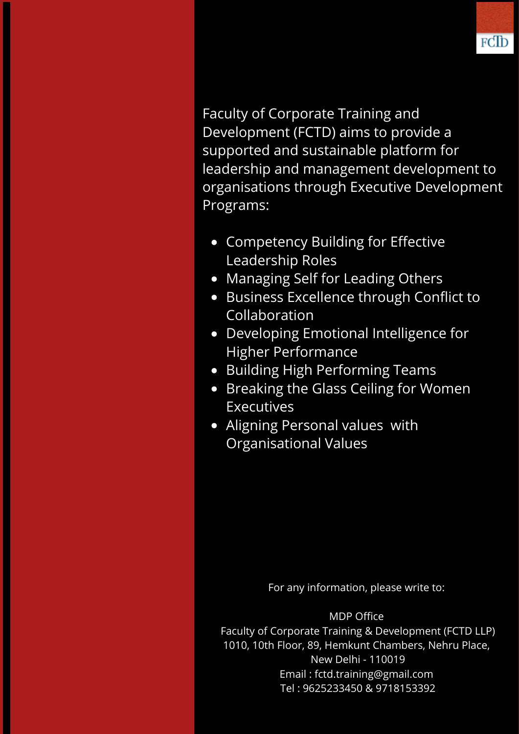FCTD

Faculty of Corporate Training and Development (FCTD) aims to provide a supported and sustainable platform for leadership and management development to organisations through Executive Development Programs:

- Competency Building for Effective Leadership Roles
- Managing Self for Leading Others
- Business Excellence through Conflict to Collaboration
- Developing Emotional Intelligence for Higher Performance
- Building High Performing Teams
- Breaking the Glass Ceiling for Women Executives
- Aligning Personal values with Organisational Values

For any information, please write to:

MDP Office
Faculty of Corporate Training & Development (FCTD LLP)
1010, 10th Floor, 89, Hemkunt Chambers, Nehru Place,
New Delhi - 110019
Email : fctd.training@gmail.com
Tel : 9625233450 & 9718153392